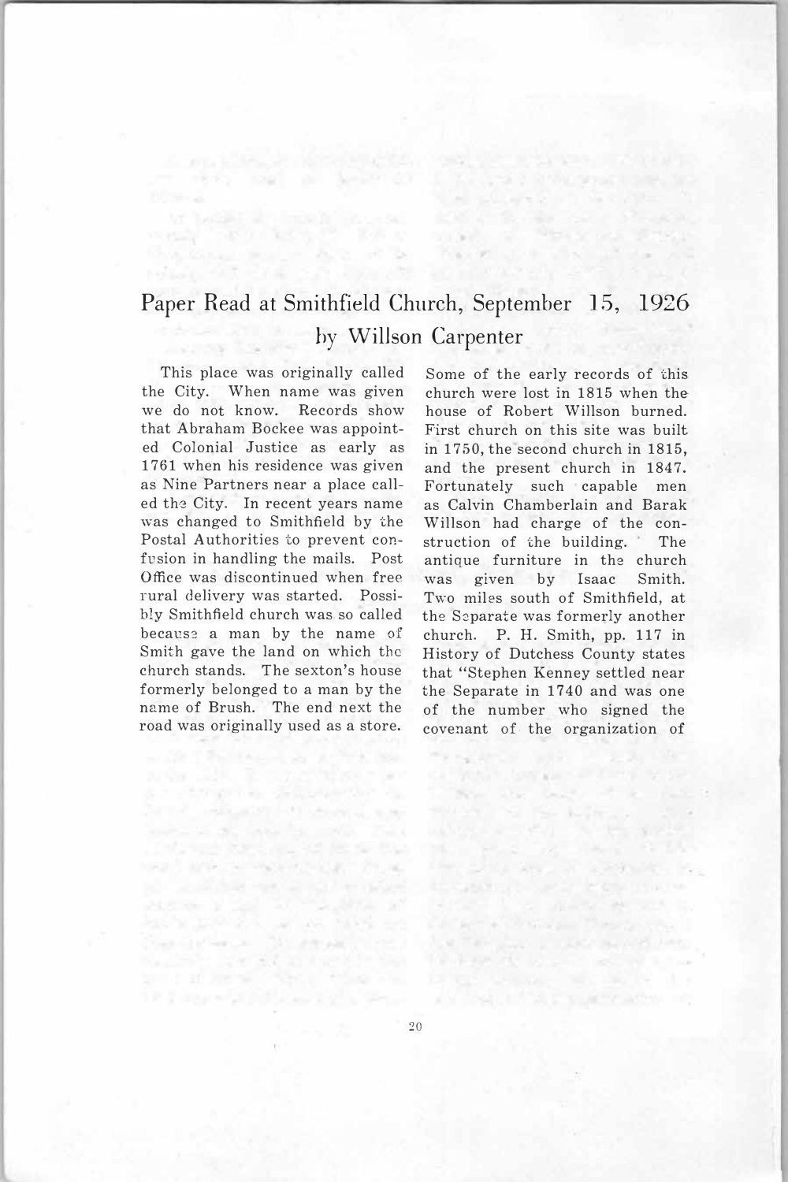# Paper Read at Smithfield Church, September 15, 1926

## by Willson Carpenter

This place was originally called the City. When name was given we do not know. Records show that Abraham Bockee was appointed Colonial Justice as early as 1761 when his residence was given as Nine Partners near a place called the City. In recent years name was changed to Smithfield by the Postal Authorities to prevent confusion in handling the mails. Post Office was discontinued when free rural delivery was started. Possibly Smithfield church was so called because a man by the name of Smith gave the land on which the church stands. The sexton's house formerly belonged to a man by the name of Brush. The end next the road was originally used as a store.

Some of the early records of this church were lost in 1815 when the house of Robert Willson burned. First church on this site was built in 1750, the second church in 1815, and the present church in 1847. Fortunately such capable men as Calvin Chamberlain and Barak Willson had charge of the construction of the building. The antique furniture in the church was given by Isaac Smith. Two miles south of Smithfield, at the Separate was formerly another church. P. H. Smith, pp. 117 in History of Dutchess County states that "Stephen Kenney settled near the Separate in 1740 and was one of the number who signed the covenant of the organization of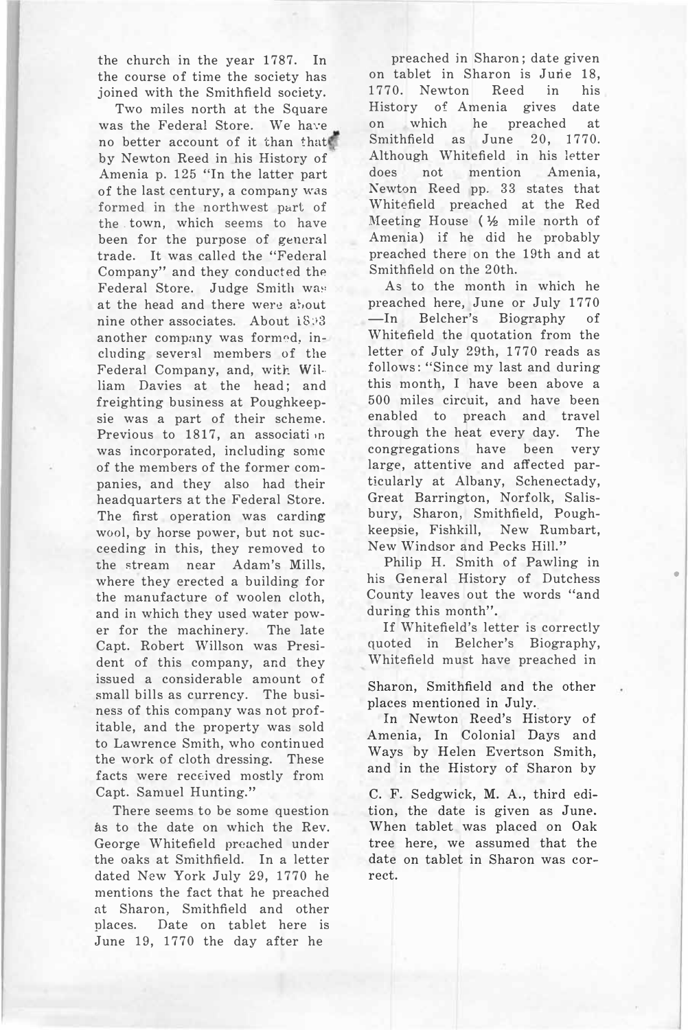the church in the year 1787. In the course of time the society has joined with the Smithfield society.

Two miles north at the Square was the Federal Store. We have no better account of it than that by Newton Reed in his History of Amenia p. 125 "In the latter part of the last century, a company was formed in the northwest part of the town, which seems to have been for the purpose of general trade. It was called the "Federal Company" and they conducted the Federal Store. Judge Smith was at the head and there were about nine other associates. About 1803 another company was formed, including several members of the Federal Company, and, with William Davies at the head; and freighting business at Poughkeepsie was a part of their scheme. Previous to 1817, an association was incorporated, including some of the members of the former companies, and they also had their headquarters at the Federal Store. The first operation was carding wool, by horse power, but not succeeding in this, they removed to the stream near Adam's Mills, where they erected a building for the manufacture of woolen cloth, and in which they used water power for the machinery. The late Capt. Robert Willson was President of this company, and they issued a considerable amount of small bills as currency. The business of this company was not profitable, and the property was sold to Lawrence Smith, who continued the work of cloth dressing. These facts were received mostly from Capt. Samuel Hunting."

There seems to be some question as to the date on which the Rev. George Whitefield preached under the oaks at Smithfield. In a letter dated New York July 29, 1770 he mentions the fact that he preached at Sharon, Smithfield and other places. Date on tablet here is June 19, 1770 the day after he preached in Sharon; date given on tablet in Sharon is June 18, 1770. Newton Reed in his History of Amenia gives date on which he preached at Smithfield as June 20, 1770. Although Whitefield in his letter does not mention Amenia, Newton Reed pp. 33 states that Whitefield preached at the Red Meeting House (½ mile north of Amenia) if he did he probably preached there on the 19th and at Smithfield on the 20th.

As to the month in which he preached here, June or July 1770 —In Belcher's Biography of Whitefield the quotation from the letter of July 29th, 1770 reads as follows: "Since my last and during this month, I have been above a 500 miles circuit, and have been enabled to preach and travel through the heat every day. The congregations have been very large, attentive and affected particularly at Albany, Schenectady, Great Barrington, Norfolk, Salisbury, Sharon, Smithfield, Poughkeepsie, Fishkill, New Rumbart, New Windsor and Pecks Hill."

Philip H. Smith of Pawling in his General History of Dutchess County leaves out the words "and during this month".

If Whitefield's letter is correctly quoted in Belcher's Biography, Whitefield must have preached in Sharon, Smithfield and the other places mentioned in July.

In Newton Reed's History of Amenia, In Colonial Days and Ways by Helen Evertson Smith, and in the History of Sharon by C. F. Sedgwick, M. A., third edition, the date is given as June. When tablet was placed on Oak tree here, we assumed that the date on tablet in Sharon was correct.